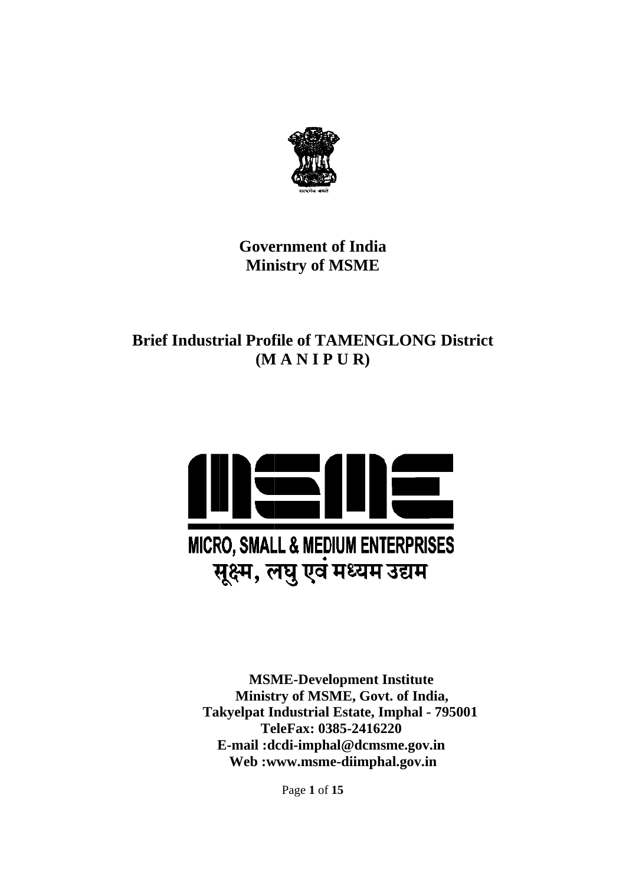**Government of India**
**Ministry of MSME**

# Brief Industrial Profile of TAMENGLONG District (M A N I P U R)

MICRO, SMALL & MEDIUM ENTERPRISES
सूक्ष्म, लघु एवं मध्यम उद्यम

**MSME-Development Institute**
**Ministry of MSME, Govt. of India,**
**Takyelpat Industrial Estate, Imphal - 795001**
**TeleFax: 0385-2416220**
**E-mail :dcdi-imphal@dcmsme.gov.in**
**Web :www.msme-diimphal.gov.in**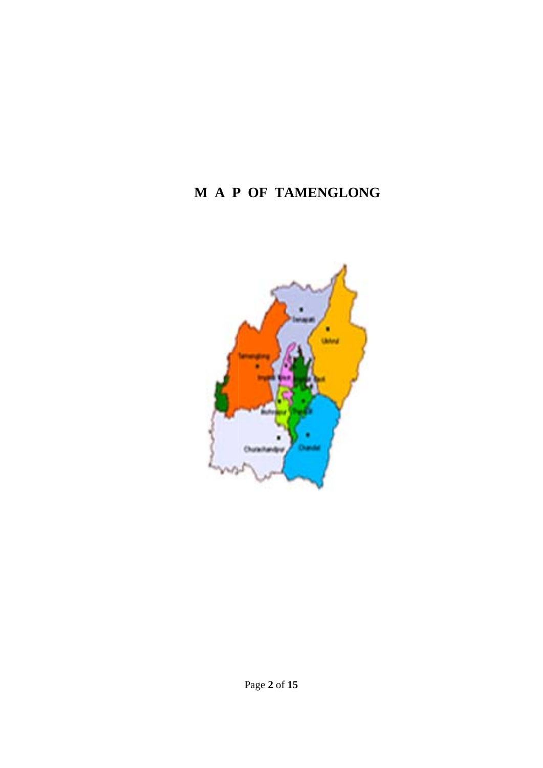# M A P OF TAMENGLONG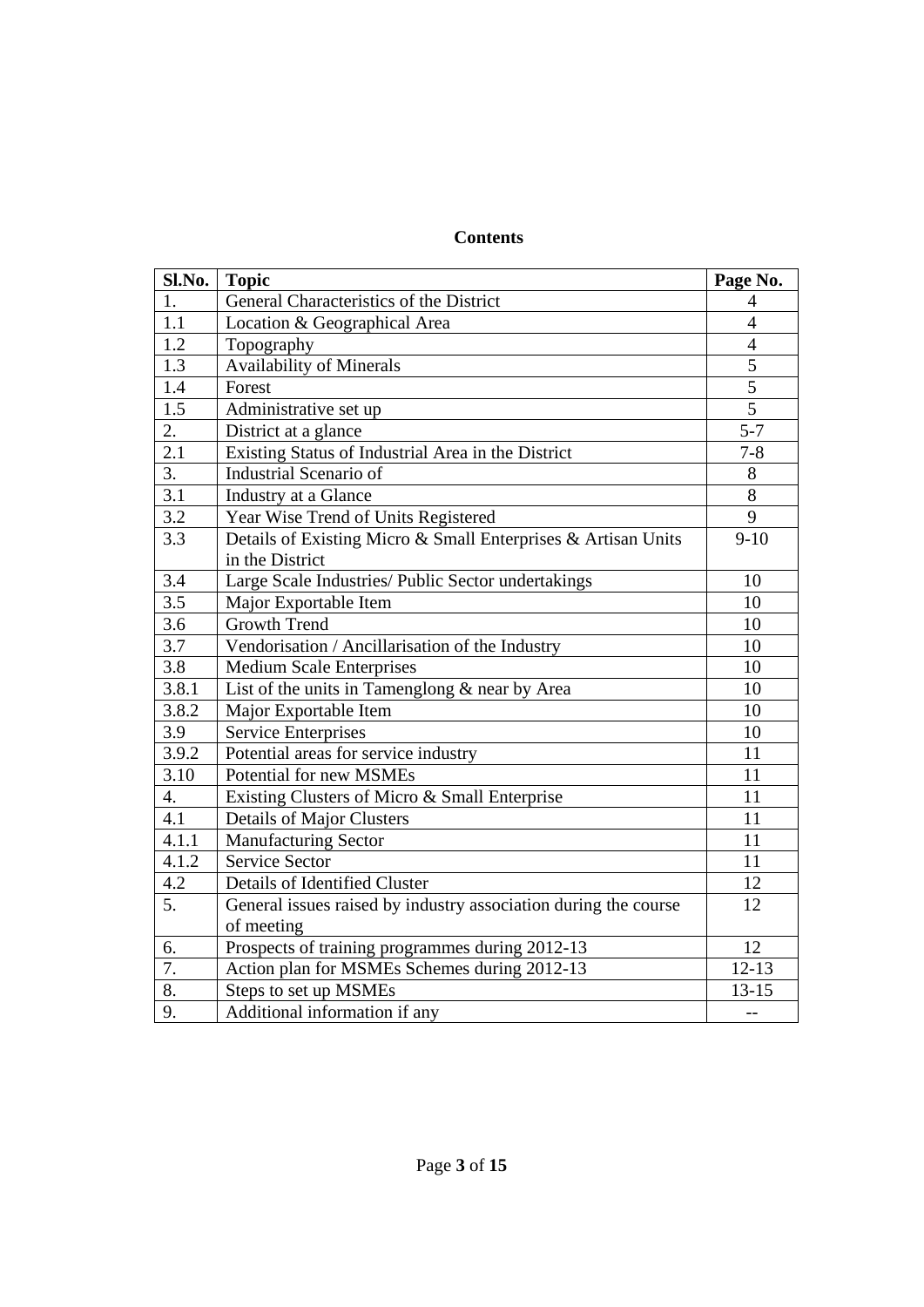**Contents**

| Sl.No. | Topic | Page No. |
|---|---|---|
| 1. | General Characteristics of the District | 4 |
| 1.1 | Location & Geographical Area | 4 |
| 1.2 | Topography | 4 |
| 1.3 | Availability of Minerals | 5 |
| 1.4 | Forest | 5 |
| 1.5 | Administrative set up | 5 |
| 2. | District at a glance | 5-7 |
| 2.1 | Existing Status of Industrial Area in the District | 7-8 |
| 3. | Industrial Scenario of | 8 |
| 3.1 | Industry at a Glance | 8 |
| 3.2 | Year Wise Trend of Units Registered | 9 |
| 3.3 | Details of Existing Micro & Small Enterprises & Artisan Units in the District | 9-10 |
| 3.4 | Large Scale Industries/ Public Sector undertakings | 10 |
| 3.5 | Major Exportable Item | 10 |
| 3.6 | Growth Trend | 10 |
| 3.7 | Vendorisation / Ancillarisation of the Industry | 10 |
| 3.8 | Medium Scale Enterprises | 10 |
| 3.8.1 | List of the units in Tamenglong & near by Area | 10 |
| 3.8.2 | Major Exportable Item | 10 |
| 3.9 | Service Enterprises | 10 |
| 3.9.2 | Potential areas for service industry | 11 |
| 3.10 | Potential for new MSMEs | 11 |
| 4. | Existing Clusters of Micro & Small Enterprise | 11 |
| 4.1 | Details of Major Clusters | 11 |
| 4.1.1 | Manufacturing Sector | 11 |
| 4.1.2 | Service Sector | 11 |
| 4.2 | Details of Identified Cluster | 12 |
| 5. | General issues raised by industry association during the course of meeting | 12 |
| 6. | Prospects of training programmes during 2012-13 | 12 |
| 7. | Action plan for MSMEs Schemes during 2012-13 | 12-13 |
| 8. | Steps to set up MSMEs | 13-15 |
| 9. | Additional information if any | -- |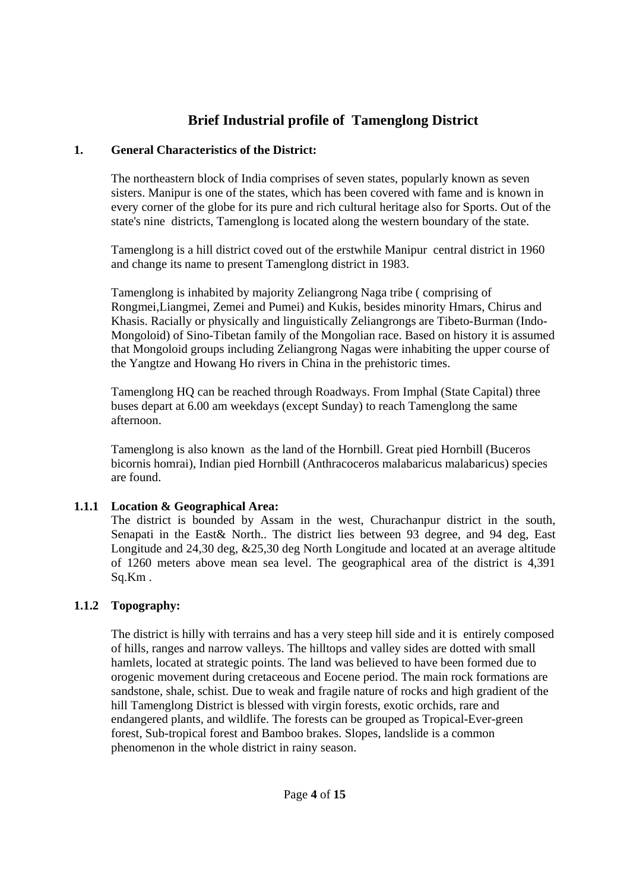# Brief Industrial profile of Tamenglong District

## 1. General Characteristics of the District:

The northeastern block of India comprises of seven states, popularly known as seven sisters. Manipur is one of the states, which has been covered with fame and is known in every corner of the globe for its pure and rich cultural heritage also for Sports. Out of the state's nine districts, Tamenglong is located along the western boundary of the state.

Tamenglong is a hill district coved out of the erstwhile Manipur central district in 1960 and change its name to present Tamenglong district in 1983.

Tamenglong is inhabited by majority Zeliangrong Naga tribe ( comprising of Rongmei,Liangmei, Zemei and Pumei) and Kukis, besides minority Hmars, Chirus and Khasis. Racially or physically and linguistically Zeliangrongs are Tibeto-Burman (Indo-Mongoloid) of Sino-Tibetan family of the Mongolian race. Based on history it is assumed that Mongoloid groups including Zeliangrong Nagas were inhabiting the upper course of the Yangtze and Howang Ho rivers in China in the prehistoric times.

Tamenglong HQ can be reached through Roadways. From Imphal (State Capital) three buses depart at 6.00 am weekdays (except Sunday) to reach Tamenglong the same afternoon.

Tamenglong is also known as the land of the Hornbill. Great pied Hornbill (Buceros bicornis homrai), Indian pied Hornbill (Anthracoceros malabaricus malabaricus) species are found.

### 1.1.1 Location & Geographical Area:

The district is bounded by Assam in the west, Churachanpur district in the south, Senapati in the East& North.. The district lies between 93 degree, and 94 deg, East Longitude and 24,30 deg, &25,30 deg North Longitude and located at an average altitude of 1260 meters above mean sea level. The geographical area of the district is 4,391 Sq.Km .

### 1.1.2 Topography:

The district is hilly with terrains and has a very steep hill side and it is entirely composed of hills, ranges and narrow valleys. The hilltops and valley sides are dotted with small hamlets, located at strategic points. The land was believed to have been formed due to orogenic movement during cretaceous and Eocene period. The main rock formations are sandstone, shale, schist. Due to weak and fragile nature of rocks and high gradient of the hill Tamenglong District is blessed with virgin forests, exotic orchids, rare and endangered plants, and wildlife. The forests can be grouped as Tropical-Ever-green forest, Sub-tropical forest and Bamboo brakes. Slopes, landslide is a common phenomenon in the whole district in rainy season.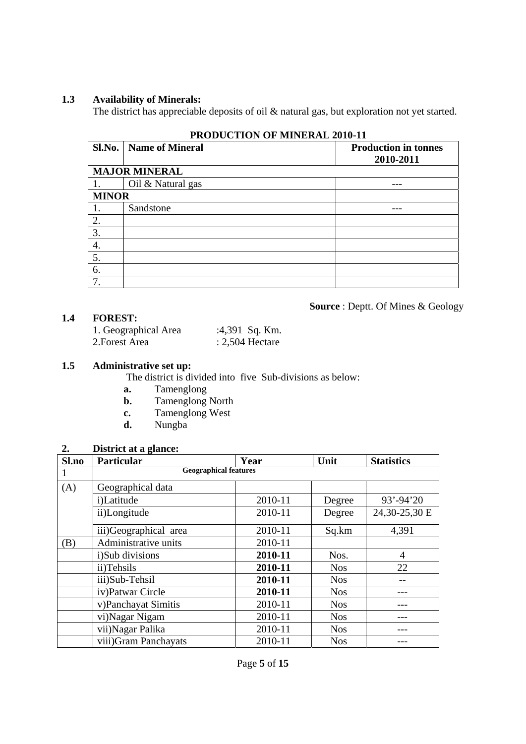**1.3 Availability of Minerals:**

The district has appreciable deposits of oil & natural gas, but exploration not yet started.

**PRODUCTION OF MINERAL 2010-11**

| Sl.No. | Name of Mineral | Production in tonnes 2010-2011 |
|---|---|---|
| **MAJOR MINERAL** | | |
| 1. | Oil & Natural gas | --- |
| **MINOR** | | |
| 1. | Sandstone | --- |
| 2. | | |
| 3. | | |
| 4. | | |
| 5. | | |
| 6. | | |
| 7. | | |

**Source** : Deptt. Of Mines & Geology

**1.4 FOREST:**

1. Geographical Area :4,391 Sq. Km.
2. Forest Area : 2,504 Hectare

**1.5 Administrative set up:**

The district is divided into five Sub-divisions as below:

- **a.** Tamenglong
- **b.** Tamenglong North
- **c.** Tamenglong West
- **d.** Nungba

**2. District at a glance:**

| Sl.no | Particular | Year | Unit | Statistics |
|---|---|---|---|---|
| 1 | **Geographical features** | | | |
| (A) | Geographical data | | | |
| | i)Latitude | 2010-11 | Degree | 93'-94'20 |
| | ii)Longitude | 2010-11 | Degree | 24,30-25,30 E |
| | iii)Geographical area | 2010-11 | Sq.km | 4,391 |
| (B) | Administrative units | 2010-11 | | |
| | i)Sub divisions | **2010-11** | Nos. | 4 |
| | ii)Tehsils | **2010-11** | Nos | 22 |
| | iii)Sub-Tehsil | **2010-11** | Nos | -- |
| | iv)Patwar Circle | **2010-11** | Nos | --- |
| | v)Panchayat Simitis | 2010-11 | Nos | --- |
| | vi)Nagar Nigam | 2010-11 | Nos | --- |
| | vii)Nagar Palika | 2010-11 | Nos | --- |
| | viii)Gram Panchayats | 2010-11 | Nos | --- |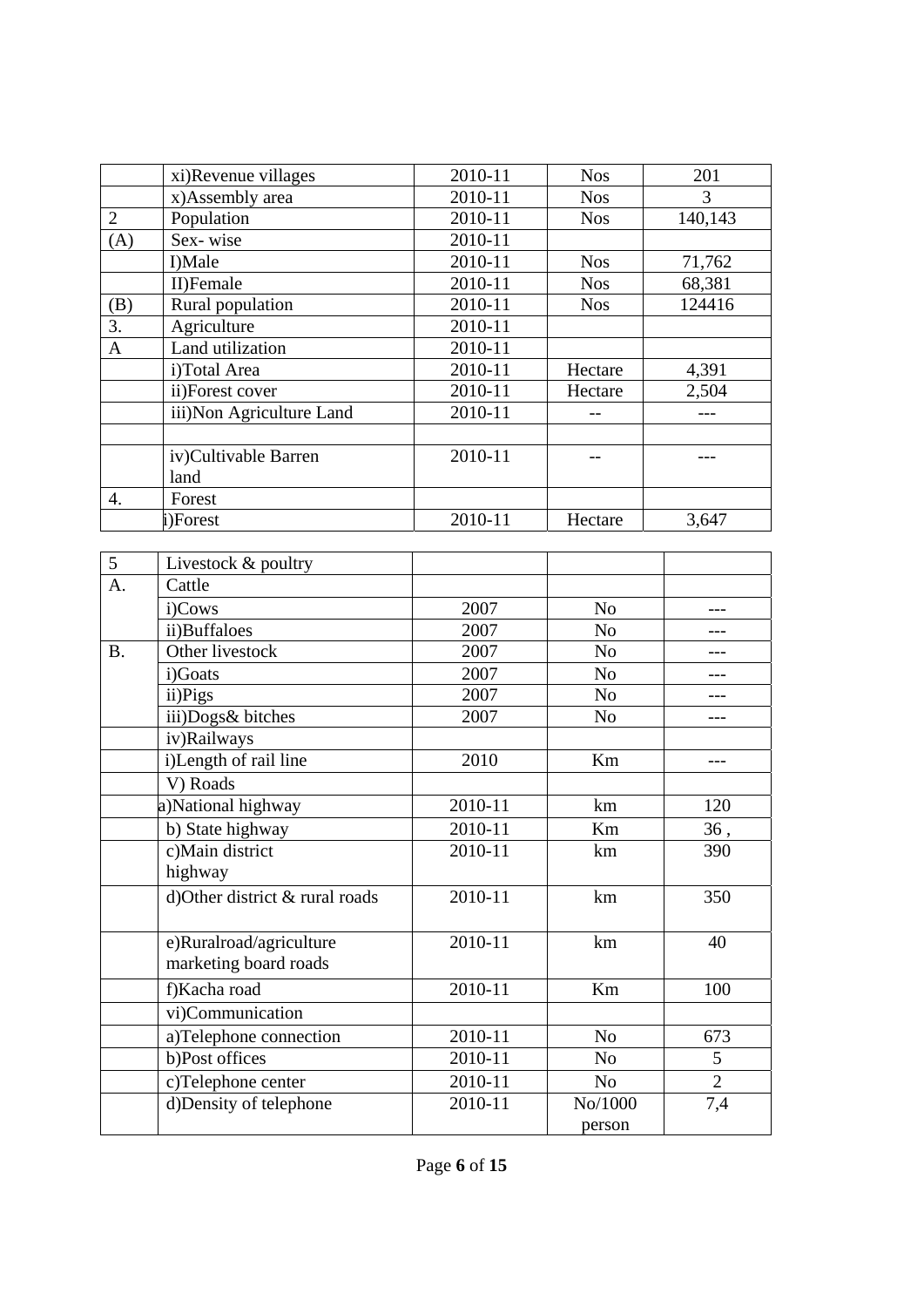|  | xi)Revenue villages | 2010-11 | Nos | 201 |
|---|---|---|---|---|
|  | x)Assembly area | 2010-11 | Nos | 3 |
| 2 | Population | 2010-11 | Nos | 140,143 |
| (A) | Sex- wise | 2010-11 |  |  |
|  | I)Male | 2010-11 | Nos | 71,762 |
|  | II)Female | 2010-11 | Nos | 68,381 |
| (B) | Rural population | 2010-11 | Nos | 124416 |
| 3. | Agriculture | 2010-11 |  |  |
| A | Land utilization | 2010-11 |  |  |
|  | i)Total Area | 2010-11 | Hectare | 4,391 |
|  | ii)Forest cover | 2010-11 | Hectare | 2,504 |
|  | iii)Non Agriculture Land | 2010-11 | -- | --- |
|  |  |  |  |  |
|  | iv)Cultivable Barren land | 2010-11 | -- | --- |
| 4. | Forest |  |  |  |
|  | i)Forest | 2010-11 | Hectare | 3,647 |

| 5 | Livestock & poultry |  |  |  |
|---|---|---|---|---|
| A. | Cattle |  |  |  |
|  | i)Cows | 2007 | No | --- |
|  | ii)Buffaloes | 2007 | No | --- |
| B. | Other livestock | 2007 | No | --- |
|  | i)Goats | 2007 | No | --- |
|  | ii)Pigs | 2007 | No | --- |
|  | iii)Dogs& bitches | 2007 | No | --- |
|  | iv)Railways |  |  |  |
|  | i)Length of rail line | 2010 | Km | --- |
|  | V) Roads |  |  |  |
|  | a)National highway | 2010-11 | km | 120 |
|  | b) State highway | 2010-11 | Km | 36 , |
|  | c)Main district highway | 2010-11 | km | 390 |
|  | d)Other district & rural roads | 2010-11 | km | 350 |
|  | e)Ruralroad/agriculture marketing board roads | 2010-11 | km | 40 |
|  | f)Kacha road | 2010-11 | Km | 100 |
|  | vi)Communication |  |  |  |
|  | a)Telephone connection | 2010-11 | No | 673 |
|  | b)Post offices | 2010-11 | No | 5 |
|  | c)Telephone center | 2010-11 | No | 2 |
|  | d)Density of telephone | 2010-11 | No/1000 person | 7,4 |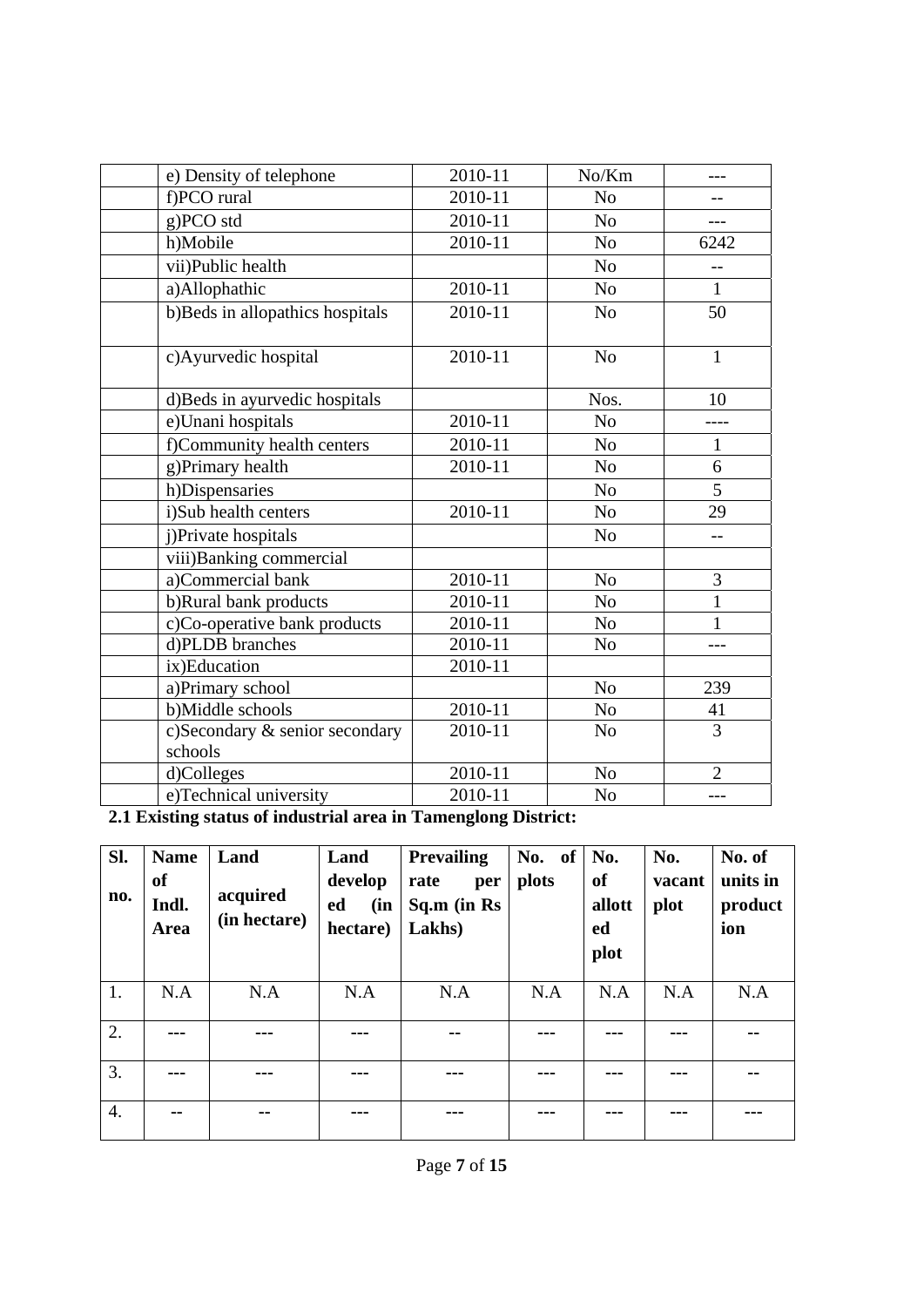|  | e) Density of telephone | 2010-11 | No/Km | --- |
|---|---|---|---|---|
|  | f)PCO rural | 2010-11 | No | -- |
|  | g)PCO std | 2010-11 | No | --- |
|  | h)Mobile | 2010-11 | No | 6242 |
|  | vii)Public health |  | No | -- |
|  | a)Allophathic | 2010-11 | No | 1 |
|  | b)Beds in allopathics hospitals | 2010-11 | No | 50 |
|  | c)Ayurvedic hospital | 2010-11 | No | 1 |
|  | d)Beds in ayurvedic hospitals |  | Nos. | 10 |
|  | e)Unani hospitals | 2010-11 | No | ---- |
|  | f)Community health centers | 2010-11 | No | 1 |
|  | g)Primary health | 2010-11 | No | 6 |
|  | h)Dispensaries |  | No | 5 |
|  | i)Sub health centers | 2010-11 | No | 29 |
|  | j)Private hospitals |  | No | -- |
|  | viii)Banking commercial |  |  |  |
|  | a)Commercial bank | 2010-11 | No | 3 |
|  | b)Rural bank products | 2010-11 | No | 1 |
|  | c)Co-operative bank products | 2010-11 | No | 1 |
|  | d)PLDB branches | 2010-11 | No | --- |
|  | ix)Education | 2010-11 |  |  |
|  | a)Primary school |  | No | 239 |
|  | b)Middle schools | 2010-11 | No | 41 |
|  | c)Secondary & senior secondary schools | 2010-11 | No | 3 |
|  | d)Colleges | 2010-11 | No | 2 |
|  | e)Technical university | 2010-11 | No | --- |

**2.1 Existing status of industrial area in Tamenglong District:**

| Sl. no. | Name of Indl. Area | Land acquired (in hectare) | Land developed (in hectare) | Prevailing rate per Sq.m (in Rs Lakhs) | No. of plots | No. of allotted plot | No. vacant plot | No. of units in production |
|---|---|---|---|---|---|---|---|---|
| 1. | N.A | N.A | N.A | N.A | N.A | N.A | N.A | N.A |
| 2. | --- | --- | --- | -- | --- | --- | --- | -- |
| 3. | --- | --- | --- | --- | --- | --- | --- | -- |
| 4. | -- | -- | --- | --- | --- | --- | --- | --- |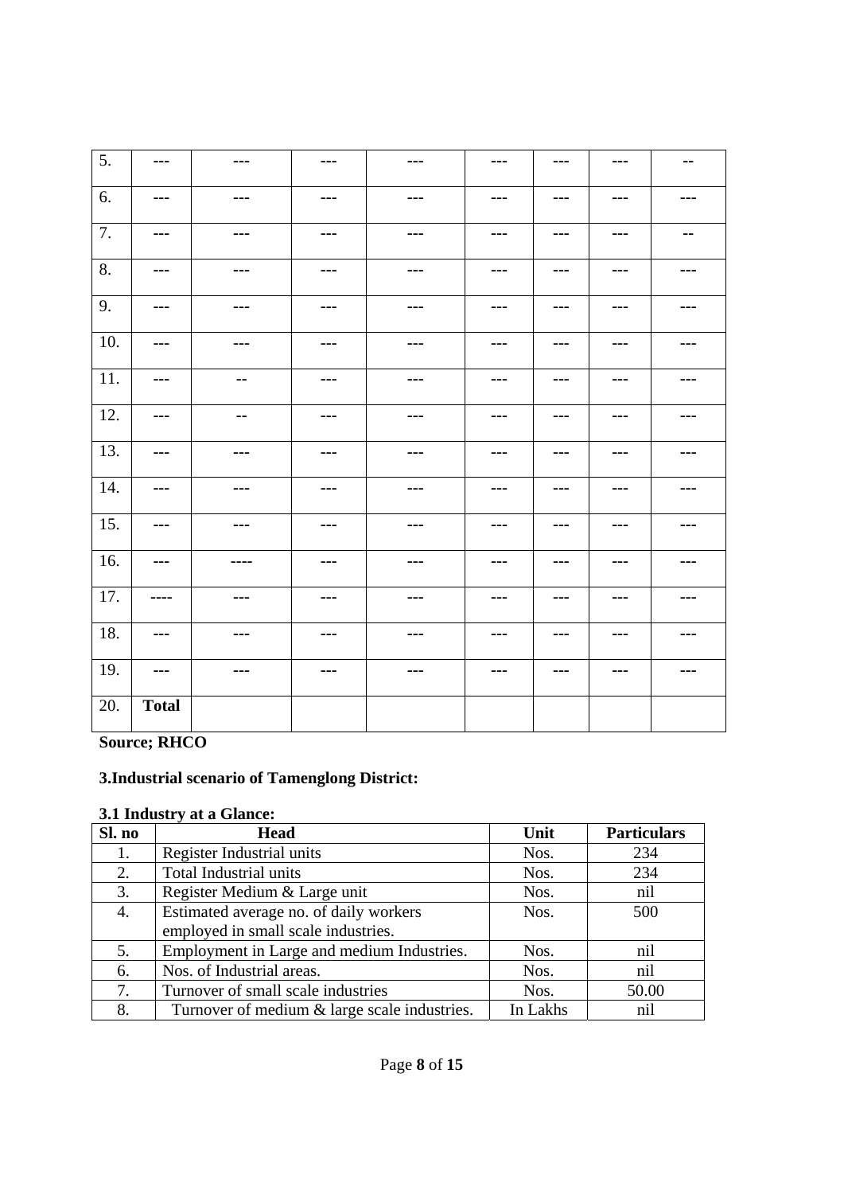| | | | | | | | | |
|---|---|---|---|---|---|---|---|---|
| 5. | --- | --- | --- | --- | --- | --- | --- | -- |
| 6. | --- | --- | --- | --- | --- | --- | --- | --- |
| 7. | --- | --- | --- | --- | --- | --- | --- | -- |
| 8. | --- | --- | --- | --- | --- | --- | --- | --- |
| 9. | --- | --- | --- | --- | --- | --- | --- | --- |
| 10. | --- | --- | --- | --- | --- | --- | --- | --- |
| 11. | --- | -- | --- | --- | --- | --- | --- | --- |
| 12. | --- | -- | --- | --- | --- | --- | --- | --- |
| 13. | --- | --- | --- | --- | --- | --- | --- | --- |
| 14. | --- | --- | --- | --- | --- | --- | --- | --- |
| 15. | --- | --- | --- | --- | --- | --- | --- | --- |
| 16. | --- | ---- | --- | --- | --- | --- | --- | --- |
| 17. | ---- | --- | --- | --- | --- | --- | --- | --- |
| 18. | --- | --- | --- | --- | --- | --- | --- | --- |
| 19. | --- | --- | --- | --- | --- | --- | --- | --- |
| 20. | **Total** | | | | | | | |

**Source; RHCO**

## 3.Industrial scenario of Tamenglong District:

### 3.1 Industry at a Glance:

| Sl. no | Head | Unit | Particulars |
|---|---|---|---|
| 1. | Register Industrial units | Nos. | 234 |
| 2. | Total Industrial units | Nos. | 234 |
| 3. | Register Medium & Large unit | Nos. | nil |
| 4. | Estimated average no. of daily workers employed in small scale industries. | Nos. | 500 |
| 5. | Employment in Large and medium Industries. | Nos. | nil |
| 6. | Nos. of Industrial areas. | Nos. | nil |
| 7. | Turnover of small scale industries | Nos. | 50.00 |
| 8. | Turnover of medium & large scale industries. | In Lakhs | nil |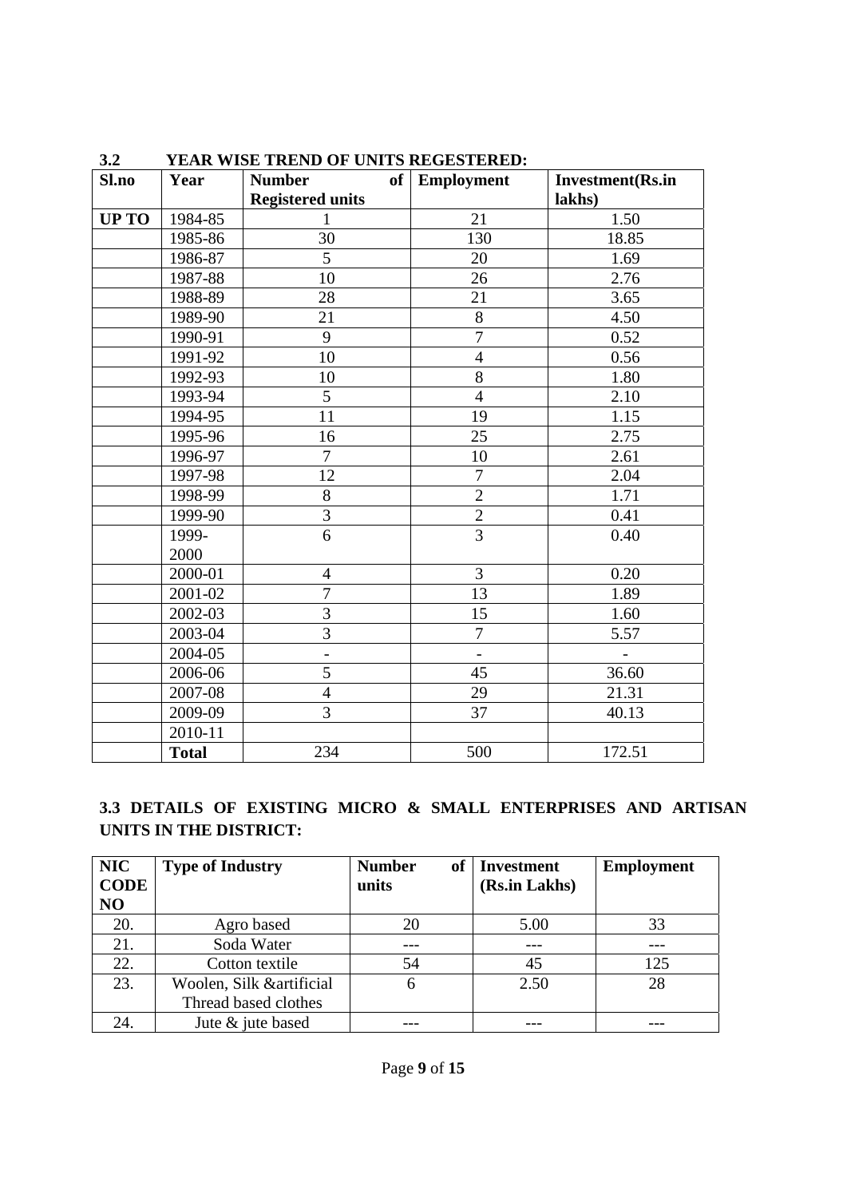### 3.2 YEAR WISE TREND OF UNITS REGESTERED:

| Sl.no | Year | Number of Registered units | Employment | Investment(Rs.in lakhs) |
|---|---|---|---|---|
| **UP TO** | 1984-85 | 1 | 21 | 1.50 |
| | 1985-86 | 30 | 130 | 18.85 |
| | 1986-87 | 5 | 20 | 1.69 |
| | 1987-88 | 10 | 26 | 2.76 |
| | 1988-89 | 28 | 21 | 3.65 |
| | 1989-90 | 21 | 8 | 4.50 |
| | 1990-91 | 9 | 7 | 0.52 |
| | 1991-92 | 10 | 4 | 0.56 |
| | 1992-93 | 10 | 8 | 1.80 |
| | 1993-94 | 5 | 4 | 2.10 |
| | 1994-95 | 11 | 19 | 1.15 |
| | 1995-96 | 16 | 25 | 2.75 |
| | 1996-97 | 7 | 10 | 2.61 |
| | 1997-98 | 12 | 7 | 2.04 |
| | 1998-99 | 8 | 2 | 1.71 |
| | 1999-90 | 3 | 2 | 0.41 |
| | 1999-2000 | 6 | 3 | 0.40 |
| | 2000-01 | 4 | 3 | 0.20 |
| | 2001-02 | 7 | 13 | 1.89 |
| | 2002-03 | 3 | 15 | 1.60 |
| | 2003-04 | 3 | 7 | 5.57 |
| | 2004-05 | - | - | - |
| | 2006-06 | 5 | 45 | 36.60 |
| | 2007-08 | 4 | 29 | 21.31 |
| | 2009-09 | 3 | 37 | 40.13 |
| | 2010-11 | | | |
| | **Total** | 234 | 500 | 172.51 |

### 3.3 DETAILS OF EXISTING MICRO & SMALL ENTERPRISES AND ARTISAN UNITS IN THE DISTRICT:

| NIC CODE NO | Type of Industry | Number of units | Investment (Rs.in Lakhs) | Employment |
|---|---|---|---|---|
| 20. | Agro based | 20 | 5.00 | 33 |
| 21. | Soda Water | --- | --- | --- |
| 22. | Cotton textile | 54 | 45 | 125 |
| 23. | Woolen, Silk &artificial Thread based clothes | 6 | 2.50 | 28 |
| 24. | Jute & jute based | --- | --- | --- |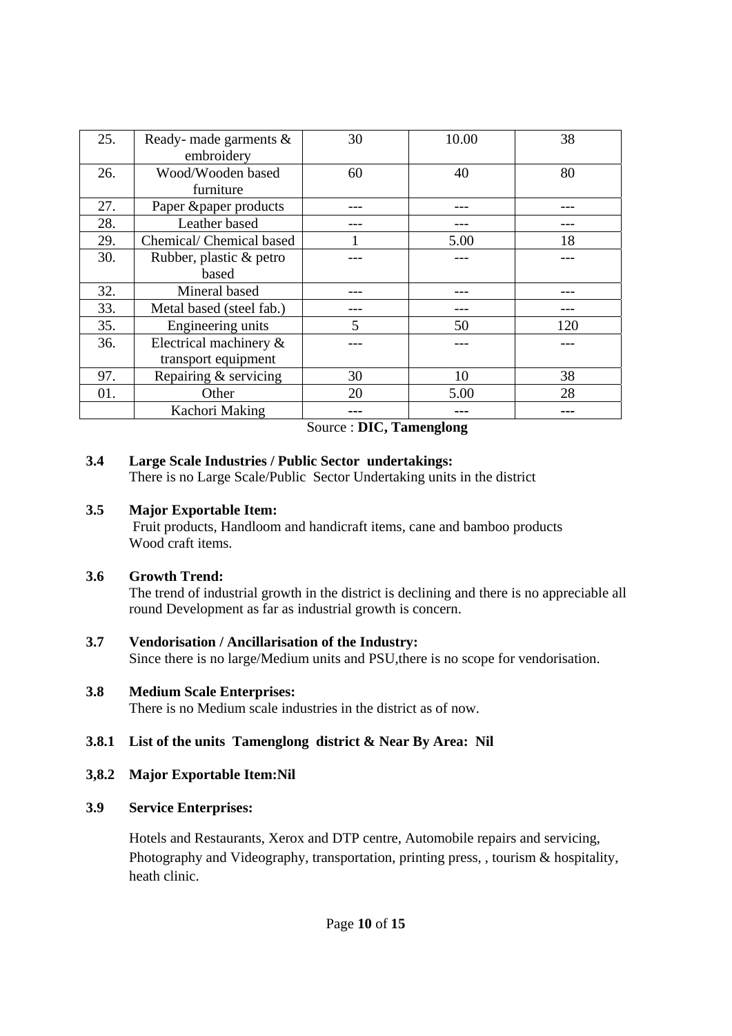| | | | | |
|---|---|---|---|---|
| 25. | Ready- made garments & embroidery | 30 | 10.00 | 38 |
| 26. | Wood/Wooden based furniture | 60 | 40 | 80 |
| 27. | Paper &paper products | --- | --- | --- |
| 28. | Leather based | --- | --- | --- |
| 29. | Chemical/ Chemical based | 1 | 5.00 | 18 |
| 30. | Rubber, plastic & petro based | --- | --- | --- |
| 32. | Mineral based | --- | --- | --- |
| 33. | Metal based (steel fab.) | --- | --- | --- |
| 35. | Engineering units | 5 | 50 | 120 |
| 36. | Electrical machinery & transport equipment | --- | --- | --- |
| 97. | Repairing & servicing | 30 | 10 | 38 |
| 01. | Other | 20 | 5.00 | 28 |
| | Kachori Making | --- | --- | --- |

Source : **DIC, Tamenglong**

**3.4 Large Scale Industries / Public Sector undertakings:**

There is no Large Scale/Public Sector Undertaking units in the district

**3.5 Major Exportable Item:**

Fruit products, Handloom and handicraft items, cane and bamboo products Wood craft items.

**3.6 Growth Trend:**

The trend of industrial growth in the district is declining and there is no appreciable all round Development as far as industrial growth is concern.

**3.7 Vendorisation / Ancillarisation of the Industry:**

Since there is no large/Medium units and PSU,there is no scope for vendorisation.

**3.8 Medium Scale Enterprises:**

There is no Medium scale industries in the district as of now.

**3.8.1 List of the units Tamenglong district & Near By Area: Nil**

**3,8.2 Major Exportable Item:Nil**

**3.9 Service Enterprises:**

Hotels and Restaurants, Xerox and DTP centre, Automobile repairs and servicing, Photography and Videography, transportation, printing press, , tourism & hospitality, heath clinic.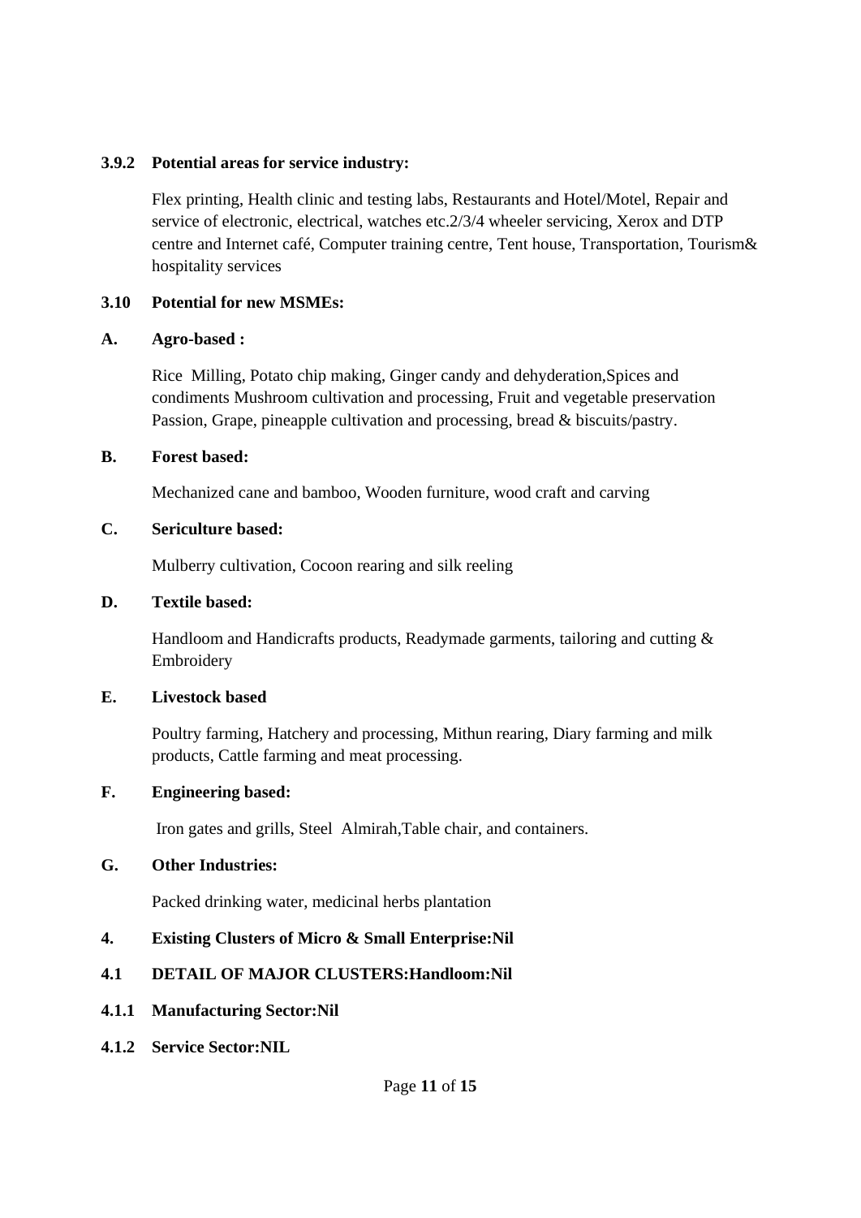### 3.9.2 Potential areas for service industry:

Flex printing, Health clinic and testing labs, Restaurants and Hotel/Motel, Repair and service of electronic, electrical, watches etc.2/3/4 wheeler servicing, Xerox and DTP centre and Internet café, Computer training centre, Tent house, Transportation, Tourism& hospitality services

### 3.10 Potential for new MSMEs:

**A. Agro-based :**

Rice Milling, Potato chip making, Ginger candy and dehyderation,Spices and condiments Mushroom cultivation and processing, Fruit and vegetable preservation Passion, Grape, pineapple cultivation and processing, bread & biscuits/pastry.

**B. Forest based:**

Mechanized cane and bamboo, Wooden furniture, wood craft and carving

**C. Sericulture based:**

Mulberry cultivation, Cocoon rearing and silk reeling

**D. Textile based:**

Handloom and Handicrafts products, Readymade garments, tailoring and cutting & Embroidery

**E. Livestock based**

Poultry farming, Hatchery and processing, Mithun rearing, Diary farming and milk products, Cattle farming and meat processing.

**F. Engineering based:**

Iron gates and grills, Steel Almirah,Table chair, and containers.

**G. Other Industries:**

Packed drinking water, medicinal herbs plantation

## 4. Existing Clusters of Micro & Small Enterprise:Nil

### 4.1 DETAIL OF MAJOR CLUSTERS:Handloom:Nil

#### 4.1.1 Manufacturing Sector:Nil

#### 4.1.2 Service Sector:NIL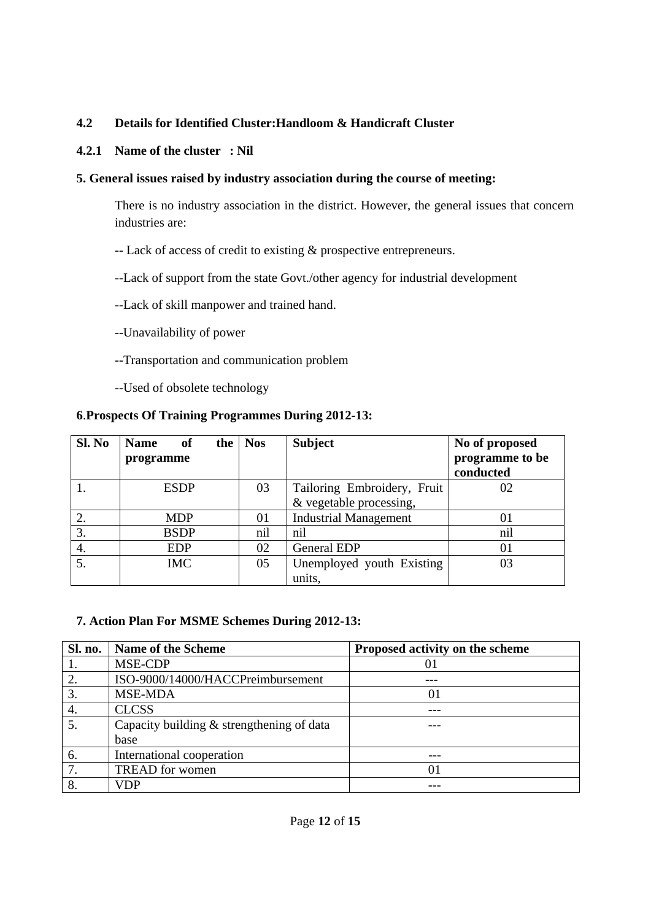**4.2 Details for Identified Cluster:Handloom & Handicraft Cluster**

**4.2.1 Name of the cluster : Nil**

**5. General issues raised by industry association during the course of meeting:**

There is no industry association in the district. However, the general issues that concern industries are:

-- Lack of access of credit to existing & prospective entrepreneurs.

--Lack of support from the state Govt./other agency for industrial development

--Lack of skill manpower and trained hand.

--Unavailability of power

--Transportation and communication problem

--Used of obsolete technology

**6.Prospects Of Training Programmes During 2012-13:**

| Sl. No | Name of the programme | Nos | Subject | No of proposed programme to be conducted |
|---|---|---|---|---|
| 1. | ESDP | 03 | Tailoring Embroidery, Fruit & vegetable processing, | 02 |
| 2. | MDP | 01 | Industrial Management | 01 |
| 3. | BSDP | nil | nil | nil |
| 4. | EDP | 02 | General EDP | 01 |
| 5. | IMC | 05 | Unemployed youth Existing units, | 03 |

**7. Action Plan For MSME Schemes During 2012-13:**

| Sl. no. | Name of the Scheme | Proposed activity on the scheme |
|---|---|---|
| 1. | MSE-CDP | 01 |
| 2. | ISO-9000/14000/HACCPreimbursement | --- |
| 3. | MSE-MDA | 01 |
| 4. | CLCSS | --- |
| 5. | Capacity building & strengthening of data base | --- |
| 6. | International cooperation | --- |
| 7. | TREAD for women | 01 |
| 8. | VDP | --- |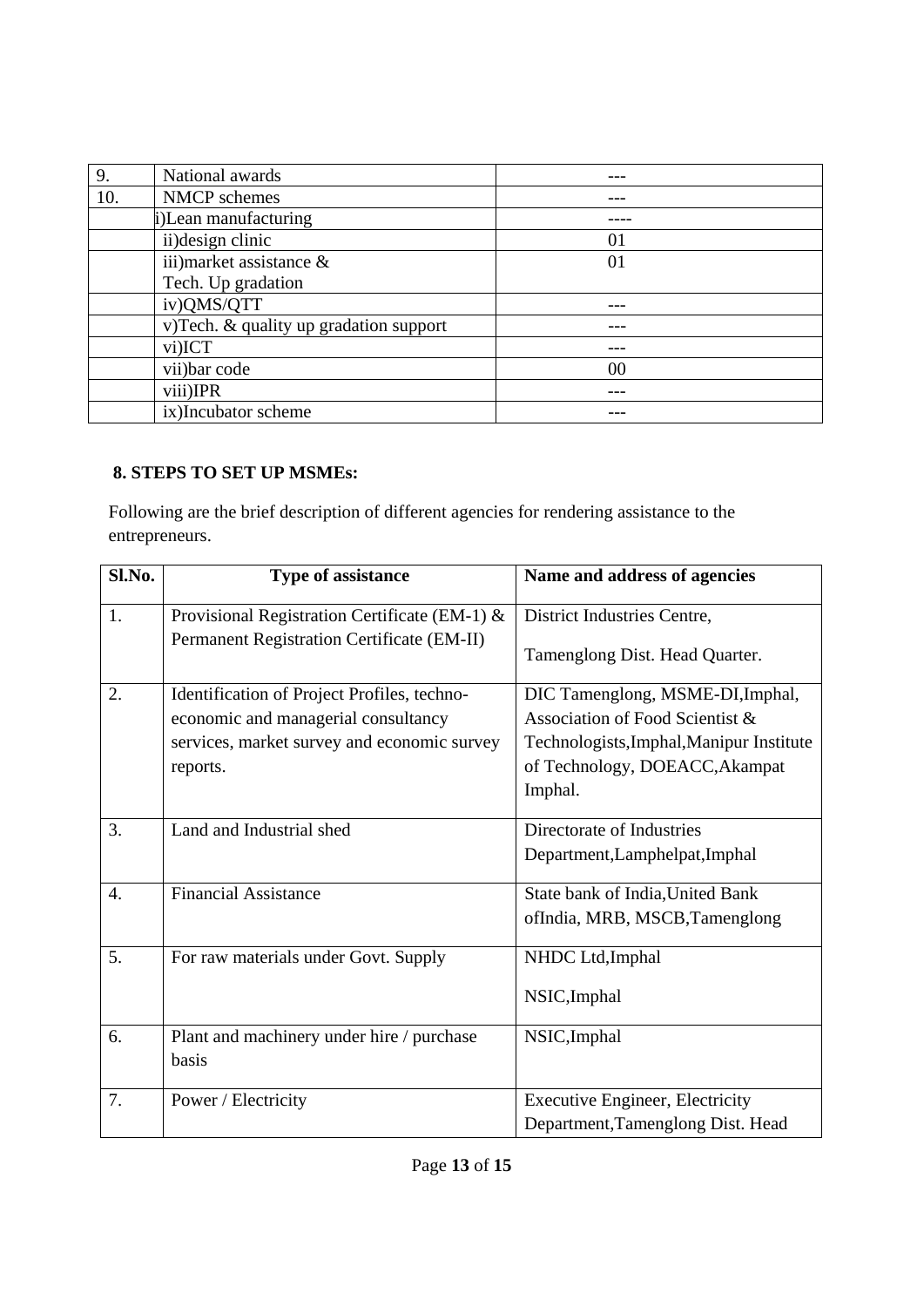| 9. | National awards | --- |
|---|---|---|
| 10. | NMCP schemes | --- |
| | i)Lean manufacturing | ---- |
| | ii)design clinic | 01 |
| | iii)market assistance & Tech. Up gradation | 01 |
| | iv)QMS/QTT | --- |
| | v)Tech. & quality up gradation support | --- |
| | vi)ICT | --- |
| | vii)bar code | 00 |
| | viii)IPR | --- |
| | ix)Incubator scheme | --- |

**8. STEPS TO SET UP MSMEs:**

Following are the brief description of different agencies for rendering assistance to the entrepreneurs.

| Sl.No. | Type of assistance | Name and address of agencies |
|---|---|---|
| 1. | Provisional Registration Certificate (EM-1) & Permanent Registration Certificate (EM-II) | District Industries Centre, Tamenglong Dist. Head Quarter. |
| 2. | Identification of Project Profiles, techno-economic and managerial consultancy services, market survey and economic survey reports. | DIC Tamenglong, MSME-DI,Imphal, Association of Food Scientist & Technologists,Imphal,Manipur Institute of Technology, DOEACC,Akampat Imphal. |
| 3. | Land and Industrial shed | Directorate of Industries Department,Lamphelpat,Imphal |
| 4. | Financial Assistance | State bank of India,United Bank ofIndia, MRB, MSCB,Tamenglong |
| 5. | For raw materials under Govt. Supply | NHDC Ltd,Imphal<br>NSIC,Imphal |
| 6. | Plant and machinery under hire / purchase basis | NSIC,Imphal |
| 7. | Power / Electricity | Executive Engineer, Electricity Department,Tamenglong Dist. Head |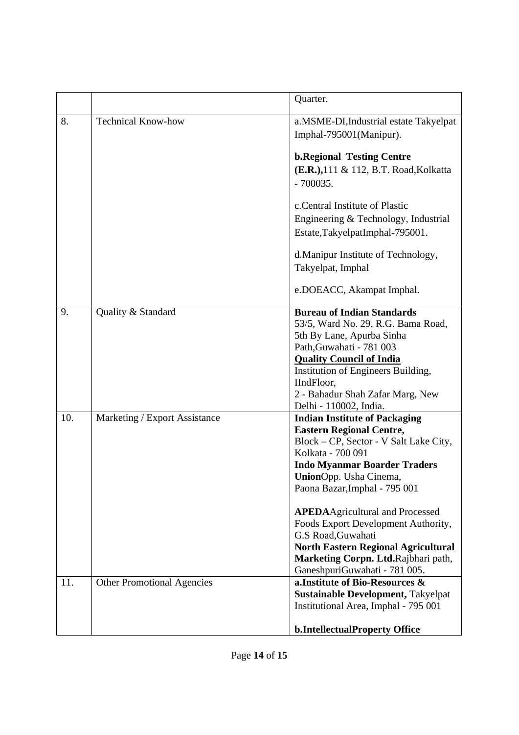| | | |
|---|---|---|
| | | Quarter. |
| 8. | Technical Know-how | a.MSME-DI,Industrial estate Takyelpat Imphal-795001(Manipur).<br><br>**b.Regional Testing Centre (E.R.),**111 & 112, B.T. Road,Kolkatta - 700035.<br><br>c.Central Institute of Plastic Engineering & Technology, Industrial Estate,TakyelpatImphal-795001.<br><br>d.Manipur Institute of Technology, Takyelpat, Imphal<br><br>e.DOEACC, Akampat Imphal. |
| 9. | Quality & Standard | **Bureau of Indian Standards**<br>53/5, Ward No. 29, R.G. Bama Road, 5th By Lane, Apurba Sinha Path,Guwahati - 781 003<br>**Quality Council of India**<br>Institution of Engineers Building, IIndFloor,<br>2 - Bahadur Shah Zafar Marg, New Delhi - 110002, India. |
| 10. | Marketing / Export Assistance | **Indian Institute of Packaging Eastern Regional Centre,**<br>Block – CP, Sector - V Salt Lake City, Kolkata - 700 091<br>**Indo Myanmar Boarder Traders Union**Opp. Usha Cinema, Paona Bazar,Imphal - 795 001<br><br>**APEDA**Agricultural and Processed Foods Export Development Authority, G.S Road,Guwahati<br>**North Eastern Regional Agricultural Marketing Corpn. Ltd.**Rajbhari path, GaneshpuriGuwahati - 781 005. |
| 11. | Other Promotional Agencies | **a.Institute of Bio-Resources & Sustainable Development,** Takyelpat Institutional Area, Imphal - 795 001<br><br>**b.IntellectualProperty Office** |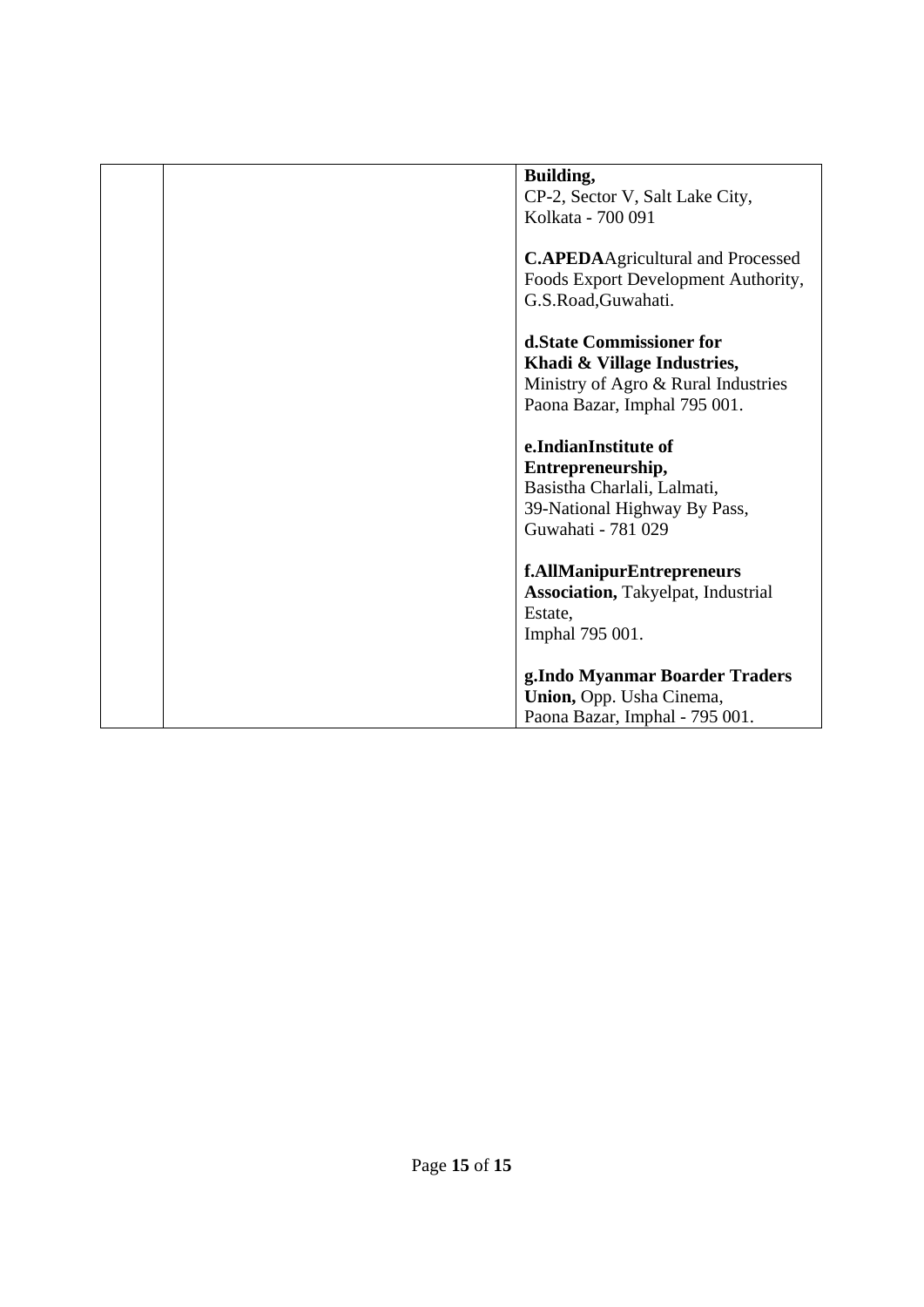| | | |
|---|---|---|
| | | **Building,**<br>CP-2, Sector V, Salt Lake City,<br>Kolkata - 700 091<br><br>**C.APEDA**Agricultural and Processed Foods Export Development Authority, G.S.Road,Guwahati.<br><br>**d.State Commissioner for Khadi & Village Industries,**<br>Ministry of Agro & Rural Industries<br>Paona Bazar, Imphal 795 001.<br><br>**e.IndianInstitute of Entrepreneurship,**<br>Basistha Charlali, Lalmati,<br>39-National Highway By Pass,<br>Guwahati - 781 029<br><br>**f.AllManipurEntrepreneurs Association,** Takyelpat, Industrial Estate,<br>Imphal 795 001.<br><br>**g.Indo Myanmar Boarder Traders Union,** Opp. Usha Cinema,<br>Paona Bazar, Imphal - 795 001. |